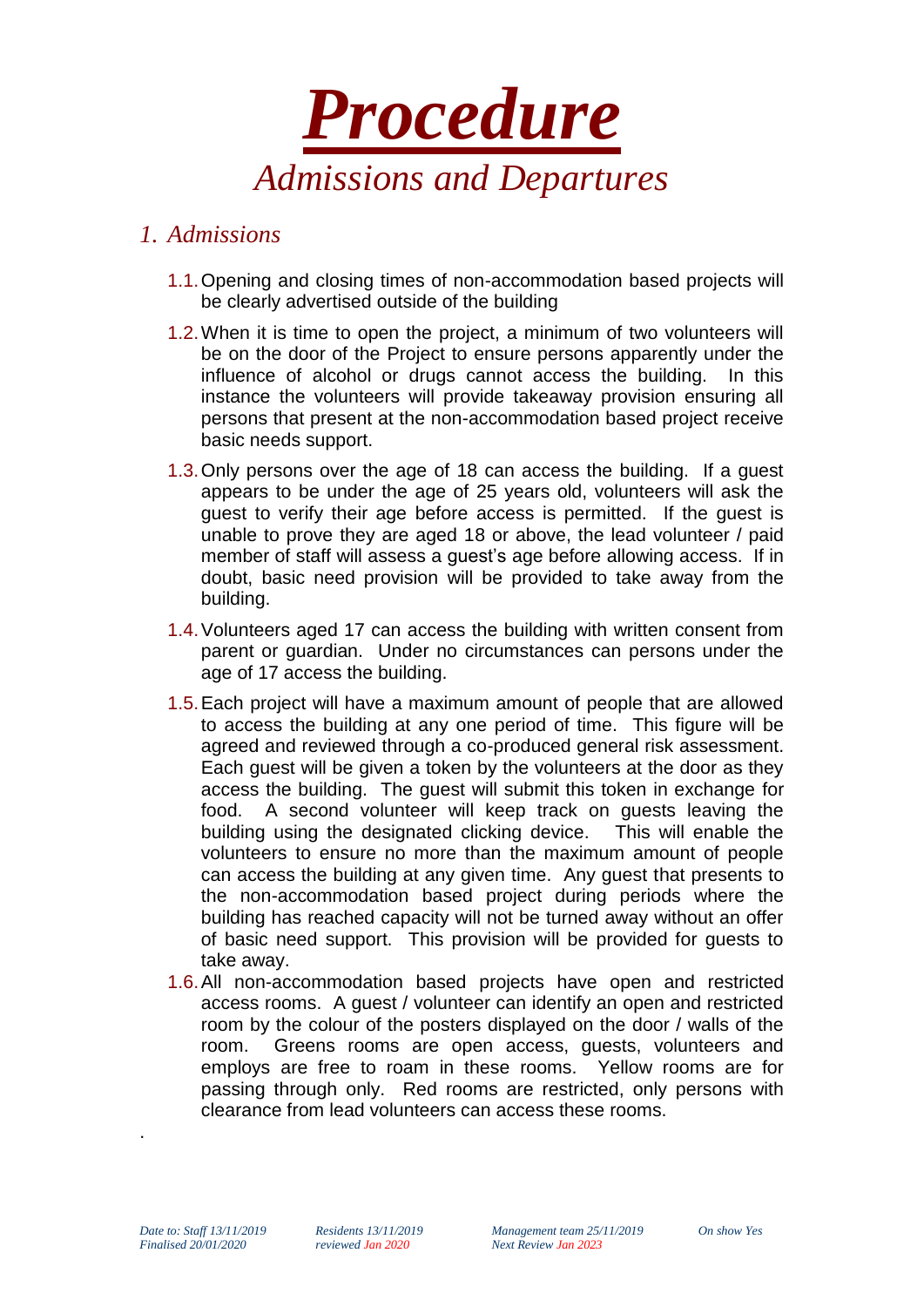# *Procedure*

## *Admissions and Departures*

## *1. Admissions*

1.1. Opening and closing times of non-accommodation based projects will be clearly advertised outside of the building

1.2. When it is time to open the project, a minimum of two volunteers will be on the door of the Project to ensure persons apparently under the influence of alcohol or drugs cannot access the building. In this instance the volunteers will provide takeaway provision ensuring all persons that present at the non-accommodation based project receive basic needs support.

1.3. Only persons over the age of 18 can access the building. If a guest appears to be under the age of 25 years old, volunteers will ask the guest to verify their age before access is permitted. If the guest is unable to prove they are aged 18 or above, the lead volunteer / paid member of staff will assess a guest's age before allowing access. If in doubt, basic need provision will be provided to take away from the building.

1.4. Volunteers aged 17 can access the building with written consent from parent or guardian. Under no circumstances can persons under the age of 17 access the building.

1.5. Each project will have a maximum amount of people that are allowed to access the building at any one period of time. This figure will be agreed and reviewed through a co-produced general risk assessment. Each guest will be given a token by the volunteers at the door as they access the building. The guest will submit this token in exchange for food. A second volunteer will keep track on guests leaving the building using the designated clicking device. This will enable the volunteers to ensure no more than the maximum amount of people can access the building at any given time. Any guest that presents to the non-accommodation based project during periods where the building has reached capacity will not be turned away without an offer of basic need support. This provision will be provided for guests to take away.

1.6. All non-accommodation based projects have open and restricted access rooms. A guest / volunteer can identify an open and restricted room by the colour of the posters displayed on the door / walls of the room. Greens rooms are open access, guests, volunteers and employs are free to roam in these rooms. Yellow rooms are for passing through only. Red rooms are restricted, only persons with clearance from lead volunteers can access these rooms.

.

*Date to: Staff 13/11/2019 Finalised 20/01/2020* | *Residents 13/11/2019 reviewed Jan 2020* | *Management team 25/11/2019 Next Review Jan 2023* | *On show Yes*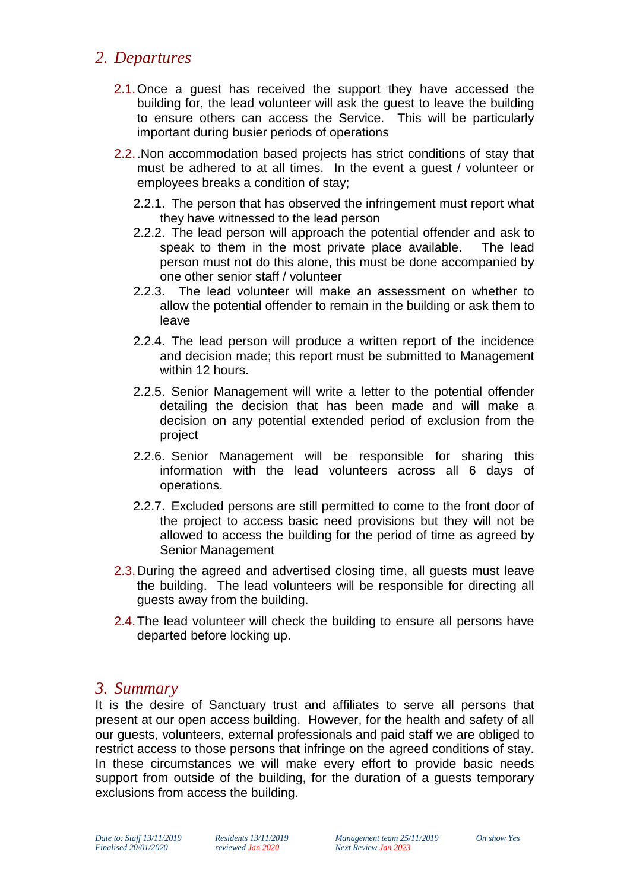## 2. Departures

2.1. Once a guest has received the support they have accessed the building for, the lead volunteer will ask the guest to leave the building to ensure others can access the Service. This will be particularly important during busier periods of operations

2.2. .Non accommodation based projects has strict conditions of stay that must be adhered to at all times. In the event a guest / volunteer or employees breaks a condition of stay;

- 2.2.1. The person that has observed the infringement must report what they have witnessed to the lead person
- 2.2.2. The lead person will approach the potential offender and ask to speak to them in the most private place available. The lead person must not do this alone, this must be done accompanied by one other senior staff / volunteer
- 2.2.3. The lead volunteer will make an assessment on whether to allow the potential offender to remain in the building or ask them to leave
- 2.2.4. The lead person will produce a written report of the incidence and decision made; this report must be submitted to Management within 12 hours.
- 2.2.5. Senior Management will write a letter to the potential offender detailing the decision that has been made and will make a decision on any potential extended period of exclusion from the project
- 2.2.6. Senior Management will be responsible for sharing this information with the lead volunteers across all 6 days of operations.
- 2.2.7. Excluded persons are still permitted to come to the front door of the project to access basic need provisions but they will not be allowed to access the building for the period of time as agreed by Senior Management

2.3. During the agreed and advertised closing time, all guests must leave the building. The lead volunteers will be responsible for directing all guests away from the building.

2.4. The lead volunteer will check the building to ensure all persons have departed before locking up.

## 3. Summary

It is the desire of Sanctuary trust and affiliates to serve all persons that present at our open access building. However, for the health and safety of all our guests, volunteers, external professionals and paid staff we are obliged to restrict access to those persons that infringe on the agreed conditions of stay. In these circumstances we will make every effort to provide basic needs support from outside of the building, for the duration of a guests temporary exclusions from access the building.

*Date to: Staff 13/11/2019* *Residents 13/11/2019* *Management team 25/11/2019* *On show Yes*
*Finalised 20/01/2020* *reviewed Jan 2020* *Next Review Jan 2023*